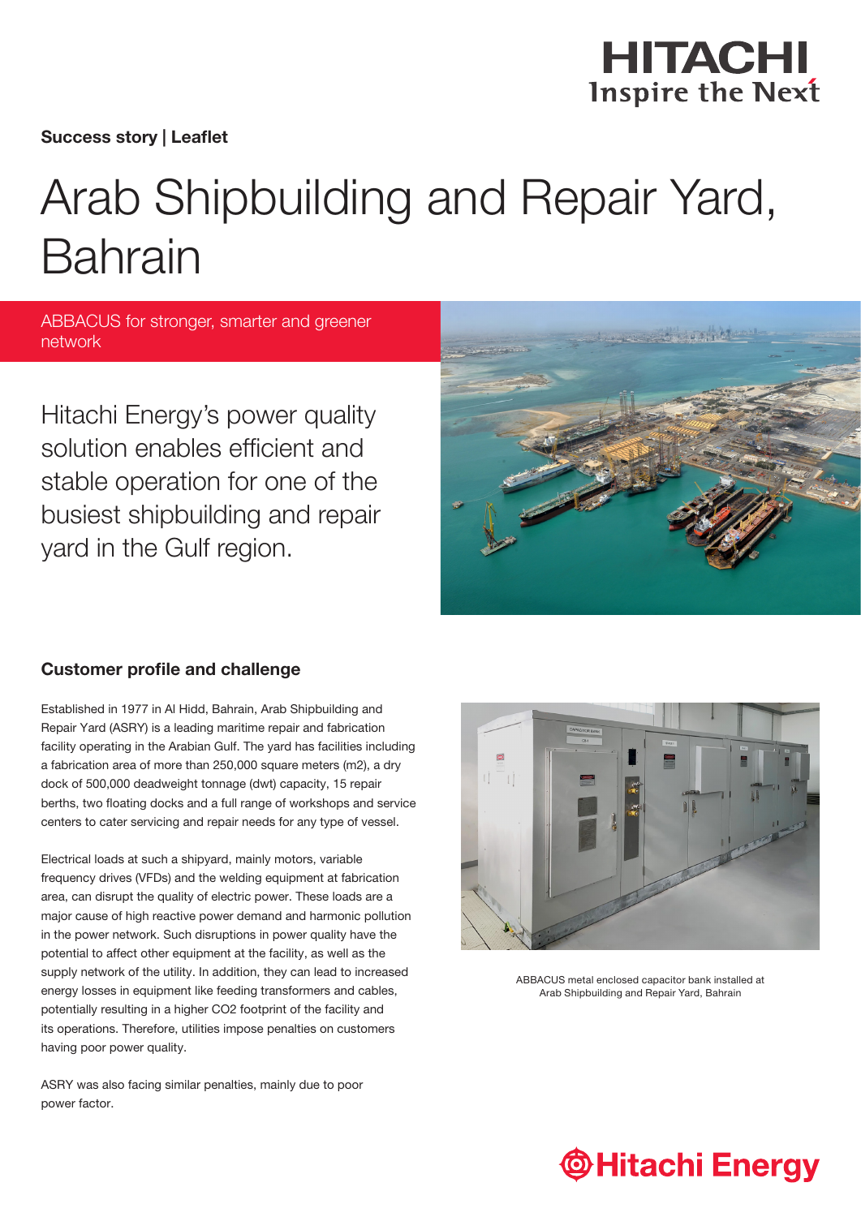Success story | Leaflet

# Arab Shipbuilding and Repair Yard, Bahrain

ABBACUS for stronger, smarter and greener network

Hitachi Energy's power quality solution enables efficient and stable operation for one of the busiest shipbuilding and repair yard in the Gulf region.

## Customer profile and challenge

Established in 1977 in Al Hidd, Bahrain, Arab Shipbuilding and Repair Yard (ASRY) is a leading maritime repair and fabrication facility operating in the Arabian Gulf. The yard has facilities including a fabrication area of more than 250,000 square meters (m2), a dry dock of 500,000 deadweight tonnage (dwt) capacity, 15 repair berths, two floating docks and a full range of workshops and service centers to cater servicing and repair needs for any type of vessel.

Electrical loads at such a shipyard, mainly motors, variable frequency drives (VFDs) and the welding equipment at fabrication area, can disrupt the quality of electric power. These loads are a major cause of high reactive power demand and harmonic pollution in the power network. Such disruptions in power quality have the potential to affect other equipment at the facility, as well as the supply network of the utility. In addition, they can lead to increased energy losses in equipment like feeding transformers and cables, potentially resulting in a higher CO2 footprint of the facility and its operations. Therefore, utilities impose penalties on customers having poor power quality.

ASRY was also facing similar penalties, mainly due to poor power factor.

ABBACUS metal enclosed capacitor bank installed at Arab Shipbuilding and Repair Yard, Bahrain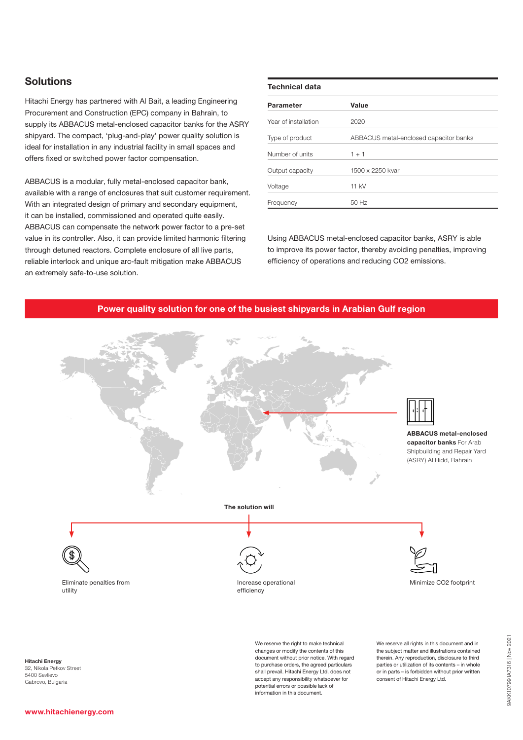## Solutions

Hitachi Energy has partnered with Al Bait, a leading Engineering Procurement and Construction (EPC) company in Bahrain, to supply its ABBACUS metal-enclosed capacitor banks for the ASRY shipyard. The compact, 'plug-and-play' power quality solution is ideal for installation in any industrial facility in small spaces and offers fixed or switched power factor compensation.

ABBACUS is a modular, fully metal-enclosed capacitor bank, available with a range of enclosures that suit customer requirement. With an integrated design of primary and secondary equipment, it can be installed, commissioned and operated quite easily. ABBACUS can compensate the network power factor to a pre-set value in its controller. Also, it can provide limited harmonic filtering through detuned reactors. Complete enclosure of all live parts, reliable interlock and unique arc-fault mitigation make ABBACUS an extremely safe-to-use solution.

### Technical data

| Parameter | Value |
|---|---|
| Year of installation | 2020 |
| Type of product | ABBACUS metal-enclosed capacitor banks |
| Number of units | 1 + 1 |
| Output capacity | 1500 x 2250 kvar |
| Voltage | 11 kV |
| Frequency | 50 Hz |

Using ABBACUS metal-enclosed capacitor banks, ASRY is able to improve its power factor, thereby avoiding penalties, improving efficiency of operations and reducing CO2 emissions.

## Power quality solution for one of the busiest shipyards in Arabian Gulf region

**ABBACUS metal-enclosed capacitor banks** For Arab Shipbuilding and Repair Yard (ASRY) Al Hidd, Bahrain

**The solution will**

- Eliminate penalties from utility
- Increase operational efficiency
- Minimize CO2 footprint

**Hitachi Energy**
32, Nikola Petkov Street
5400 Sevlievo
Gabrovo, Bulgaria

We reserve the right to make technical changes or modify the contents of this document without prior notice. With regard to purchase orders, the agreed particulars shall prevail. Hitachi Energy Ltd. does not accept any responsibility whatsoever for potential errors or possible lack of information in this document.

We reserve all rights in this document and in the subject matter and illustrations contained therein. Any reproduction, disclosure to third parties or utilization of its contents – in whole or in parts – is forbidden without prior written consent of Hitachi Energy Ltd.

**www.hitachienergy.com**

9AKK107991A7316 | Nov 2021